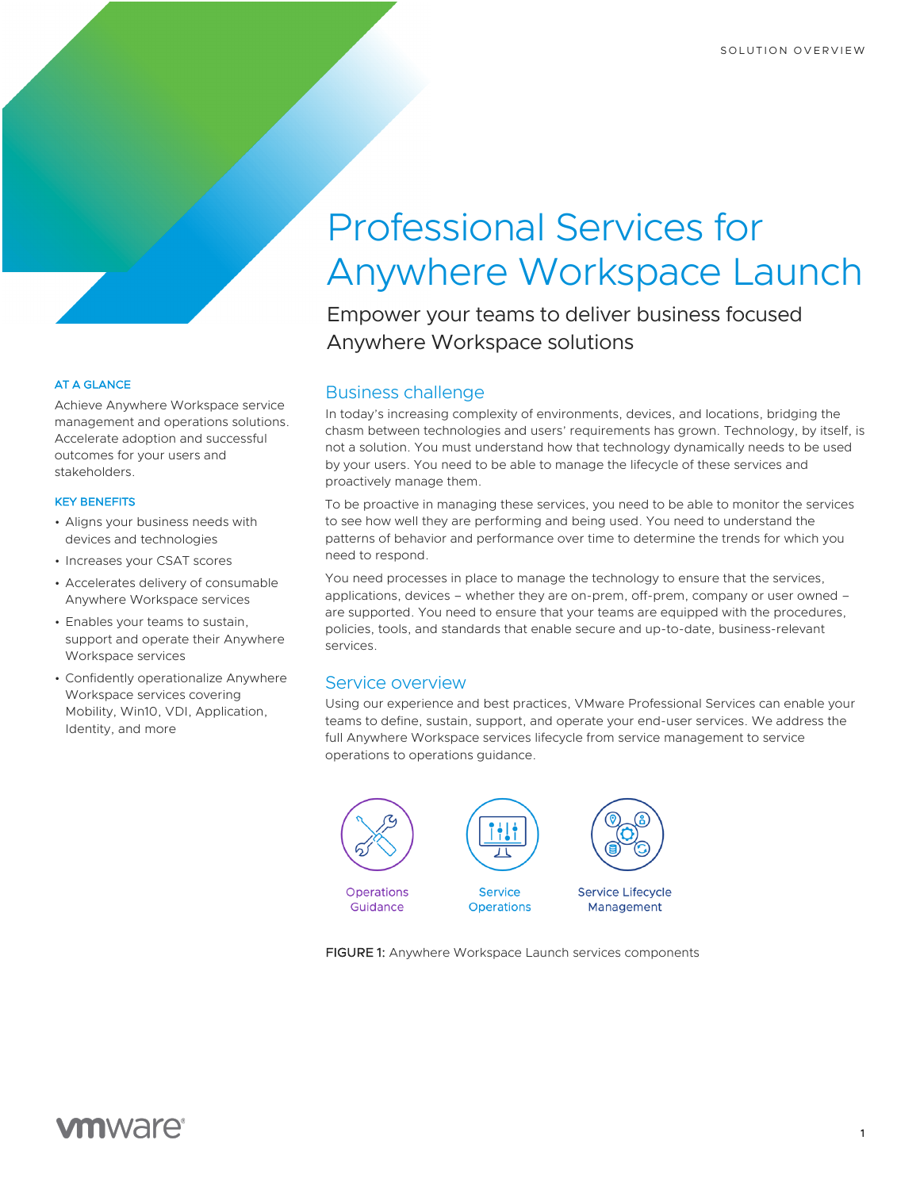SOLUTION OVERVIEW

# Professional Services for Anywhere Workspace Launch

Empower your teams to deliver business focused Anywhere Workspace solutions

## Business challenge

In today's increasing complexity of environments, devices, and locations, bridging the chasm between technologies and users' requirements has grown. Technology, by itself, is not a solution. You must understand how that technology dynamically needs to be used by your users. You need to be able to manage the lifecycle of these services and proactively manage them.

To be proactive in managing these services, you need to be able to monitor the services to see how well they are performing and being used. You need to understand the patterns of behavior and performance over time to determine the trends for which you need to respond.

You need processes in place to manage the technology to ensure that the services, applications, devices – whether they are on-prem, off-prem, company or user owned – are supported. You need to ensure that your teams are equipped with the procedures, policies, tools, and standards that enable secure and up-to-date, business-relevant services.

## Service overview

Using our experience and best practices, VMware Professional Services can enable your teams to define, sustain, support, and operate your end-user services. We address the full Anywhere Workspace services lifecycle from service management to service operations to operations guidance.

Operations Guidance

Service Operations

Service Lifecycle Management

**FIGURE 1:** Anywhere Workspace Launch services components

### AT A GLANCE

Achieve Anywhere Workspace service management and operations solutions. Accelerate adoption and successful outcomes for your users and stakeholders.

### KEY BENEFITS

- Aligns your business needs with devices and technologies
- Increases your CSAT scores
- Accelerates delivery of consumable Anywhere Workspace services
- Enables your teams to sustain, support and operate their Anywhere Workspace services
- Confidently operationalize Anywhere Workspace services covering Mobility, Win10, VDI, Application, Identity, and more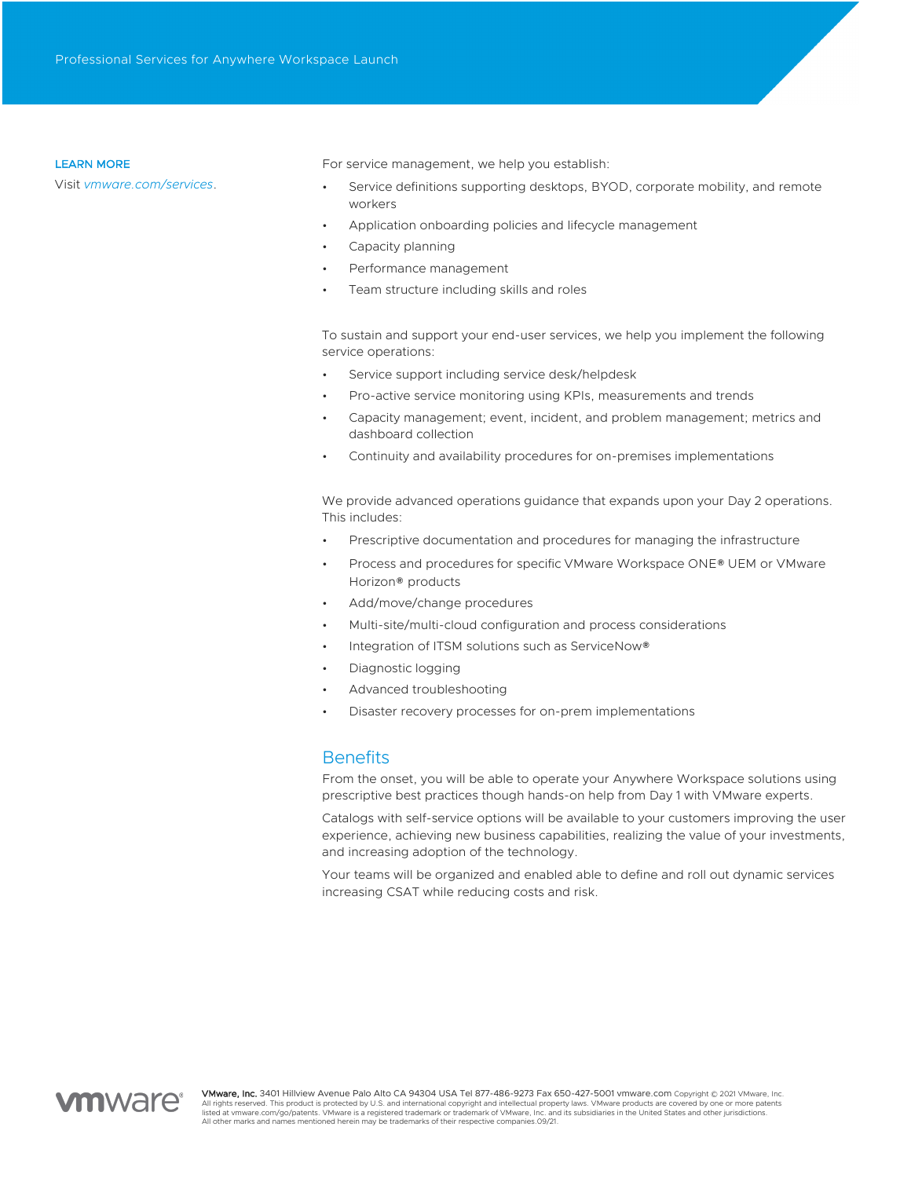**LEARN MORE**

Visit *vmware.com/services*.

For service management, we help you establish:

- Service definitions supporting desktops, BYOD, corporate mobility, and remote workers
- Application onboarding policies and lifecycle management
- Capacity planning
- Performance management
- Team structure including skills and roles

To sustain and support your end-user services, we help you implement the following service operations:

- Service support including service desk/helpdesk
- Pro-active service monitoring using KPIs, measurements and trends
- Capacity management; event, incident, and problem management; metrics and dashboard collection
- Continuity and availability procedures for on-premises implementations

We provide advanced operations guidance that expands upon your Day 2 operations. This includes:

- Prescriptive documentation and procedures for managing the infrastructure
- Process and procedures for specific VMware Workspace ONE® UEM or VMware Horizon® products
- Add/move/change procedures
- Multi-site/multi-cloud configuration and process considerations
- Integration of ITSM solutions such as ServiceNow®
- Diagnostic logging
- Advanced troubleshooting
- Disaster recovery processes for on-prem implementations

## Benefits

From the onset, you will be able to operate your Anywhere Workspace solutions using prescriptive best practices though hands-on help from Day 1 with VMware experts.

Catalogs with self-service options will be available to your customers improving the user experience, achieving new business capabilities, realizing the value of your investments, and increasing adoption of the technology.

Your teams will be organized and enabled able to define and roll out dynamic services increasing CSAT while reducing costs and risk.

**VMware, Inc.** 3401 Hillview Avenue Palo Alto CA 94304 USA Tel 877-486-9273 Fax 650-427-5001 vmware.com Copyright © 2021 VMware, Inc. All rights reserved. This product is protected by U.S. and international copyright and intellectual property laws. VMware products are covered by one or more patents listed at vmware.com/go/patents. VMware is a registered trademark or trademark of VMware, Inc. and its subsidiaries in the United States and other jurisdictions. All other marks and names mentioned herein may be trademarks of their respective companies.09/21.